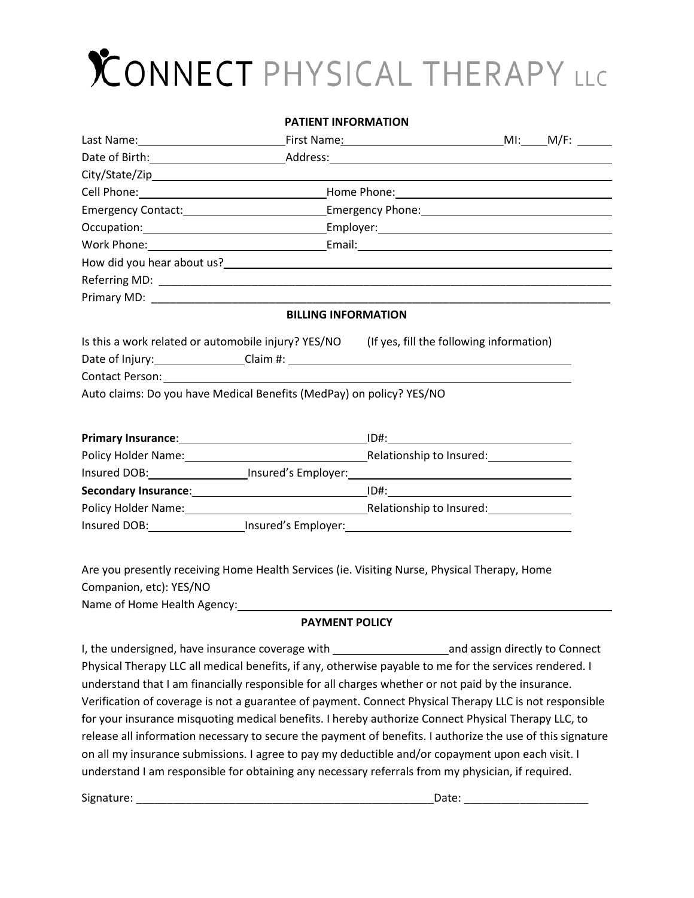# CONNECT PHYSICAL THERAPY LLC

## PATIENT INFORMATION

Last Name: ________________ First Name: ________________ MI: ____ M/F: ____

Date of Birth: ________________ Address: ________________

City/State/Zip ________________

Cell Phone: ________________ Home Phone: ________________

Emergency Contact: ________________ Emergency Phone: ________________

Occupation: ________________ Employer: ________________

Work Phone: ________________ Email: ________________

How did you hear about us? ________________

Referring MD: ________________

Primary MD: ________________

## BILLING INFORMATION

Is this a work related or automobile injury? YES/NO (If yes, fill the following information)

Date of Injury: ____________ Claim #: ________________

Contact Person: ________________

Auto claims: Do you have Medical Benefits (MedPay) on policy? YES/NO

**Primary Insurance**: ________________ ID#: ________________

Policy Holder Name: ________________ Relationship to Insured: ____________

Insured DOB: ____________ Insured's Employer: ________________

**Secondary Insurance**: ________________ ID#: ________________

Policy Holder Name: ________________ Relationship to Insured: ____________

Insured DOB: ____________ Insured's Employer: ________________

Are you presently receiving Home Health Services (ie. Visiting Nurse, Physical Therapy, Home Companion, etc): YES/NO

Name of Home Health Agency: ________________

## PAYMENT POLICY

I, the undersigned, have insurance coverage with ________________ and assign directly to Connect Physical Therapy LLC all medical benefits, if any, otherwise payable to me for the services rendered. I understand that I am financially responsible for all charges whether or not paid by the insurance. Verification of coverage is not a guarantee of payment. Connect Physical Therapy LLC is not responsible for your insurance misquoting medical benefits. I hereby authorize Connect Physical Therapy LLC, to release all information necessary to secure the payment of benefits. I authorize the use of this signature on all my insurance submissions. I agree to pay my deductible and/or copayment upon each visit. I understand I am responsible for obtaining any necessary referrals from my physician, if required.

Signature: ________________________________________ Date: ____________________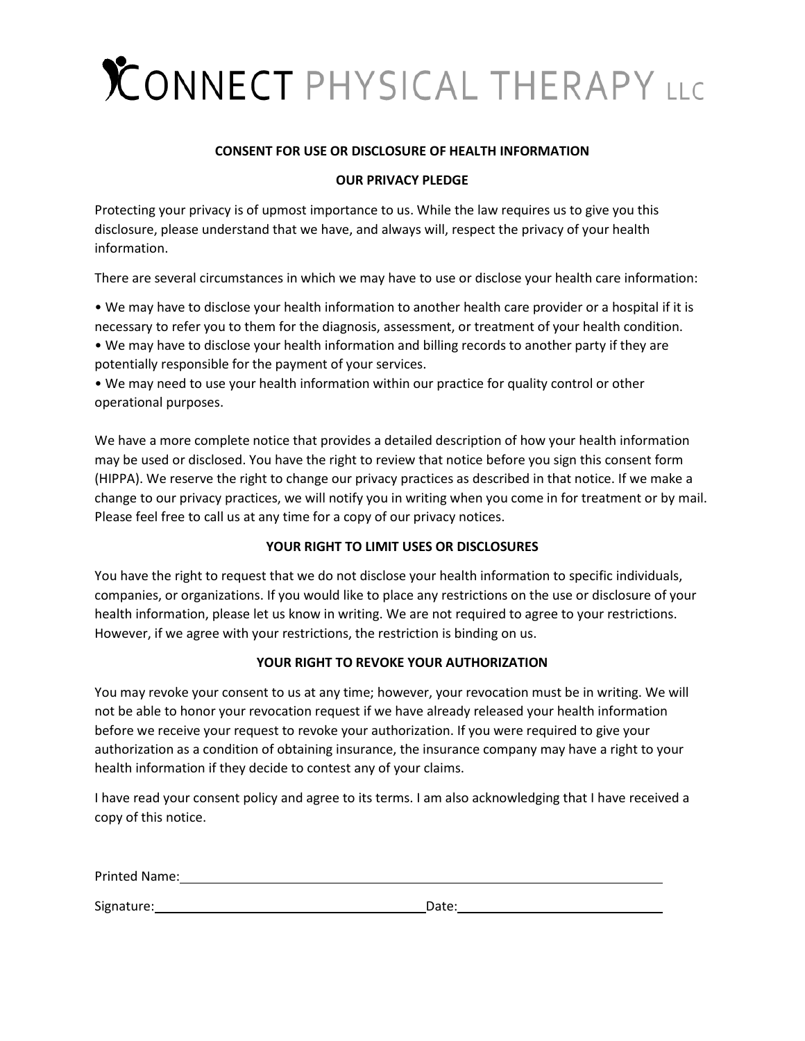# CONNECT PHYSICAL THERAPY LLC

**CONSENT FOR USE OR DISCLOSURE OF HEALTH INFORMATION**

**OUR PRIVACY PLEDGE**

Protecting your privacy is of upmost importance to us. While the law requires us to give you this disclosure, please understand that we have, and always will, respect the privacy of your health information.

There are several circumstances in which we may have to use or disclose your health care information:

• We may have to disclose your health information to another health care provider or a hospital if it is necessary to refer you to them for the diagnosis, assessment, or treatment of your health condition.
• We may have to disclose your health information and billing records to another party if they are potentially responsible for the payment of your services.
• We may need to use your health information within our practice for quality control or other operational purposes.

We have a more complete notice that provides a detailed description of how your health information may be used or disclosed. You have the right to review that notice before you sign this consent form (HIPPA). We reserve the right to change our privacy practices as described in that notice. If we make a change to our privacy practices, we will notify you in writing when you come in for treatment or by mail. Please feel free to call us at any time for a copy of our privacy notices.

**YOUR RIGHT TO LIMIT USES OR DISCLOSURES**

You have the right to request that we do not disclose your health information to specific individuals, companies, or organizations. If you would like to place any restrictions on the use or disclosure of your health information, please let us know in writing. We are not required to agree to your restrictions. However, if we agree with your restrictions, the restriction is binding on us.

**YOUR RIGHT TO REVOKE YOUR AUTHORIZATION**

You may revoke your consent to us at any time; however, your revocation must be in writing. We will not be able to honor your revocation request if we have already released your health information before we receive your request to revoke your authorization. If you were required to give your authorization as a condition of obtaining insurance, the insurance company may have a right to your health information if they decide to contest any of your claims.

I have read your consent policy and agree to its terms. I am also acknowledging that I have received a copy of this notice.

Printed Name: ______________________________________________

Signature: ______________________________ Date: ______________________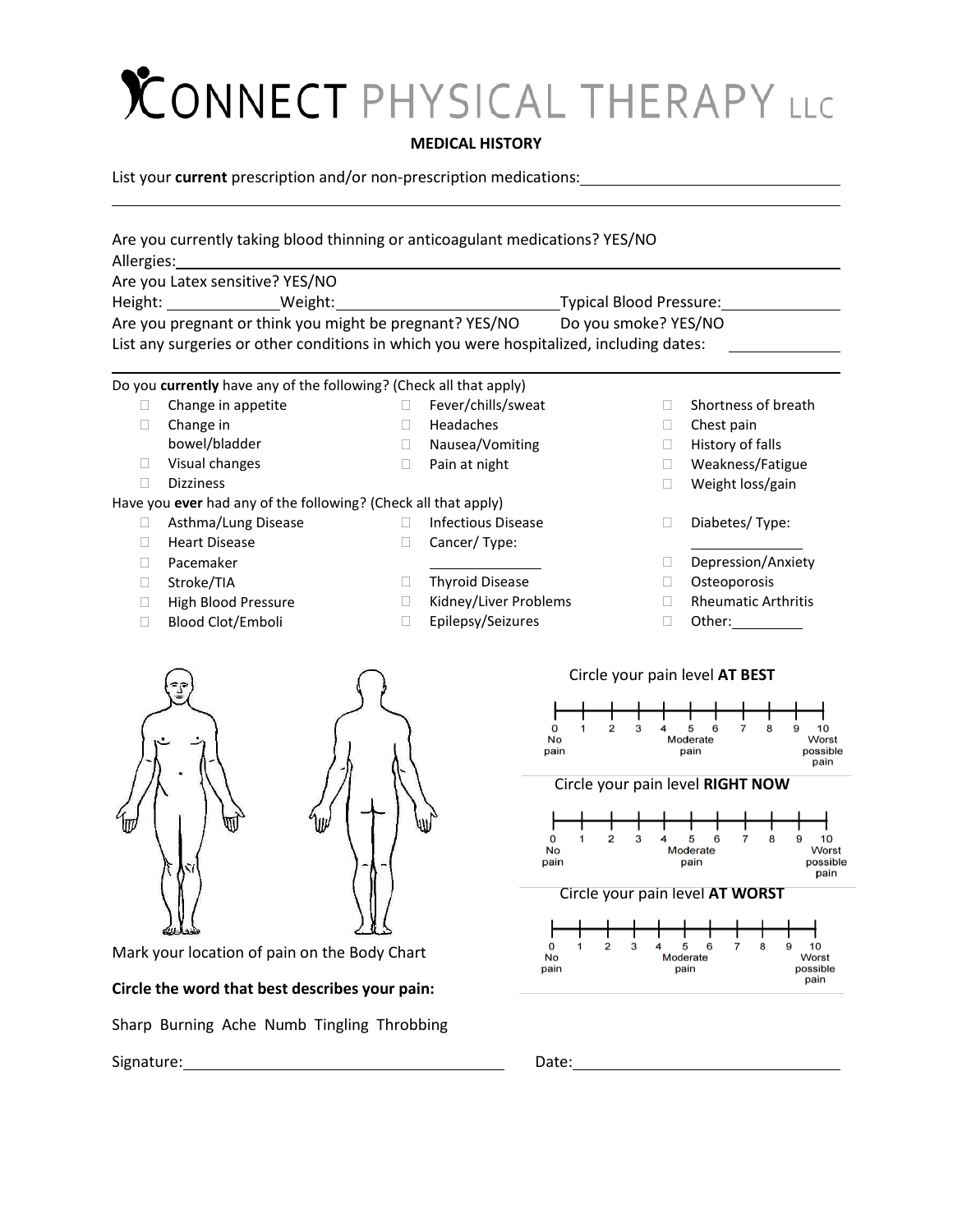# CONNECT PHYSICAL THERAPY LLC

## MEDICAL HISTORY

List your **current** prescription and/or non-prescription medications:\_\_\_\_\_\_\_\_\_\_\_\_\_\_\_\_\_\_\_\_\_\_\_\_\_\_\_\_

\_\_\_\_\_\_\_\_\_\_\_\_\_\_\_\_\_\_\_\_\_\_\_\_\_\_\_\_\_\_\_\_\_\_\_\_\_\_\_\_\_\_\_\_\_\_\_\_\_\_\_\_\_\_\_\_\_\_\_\_\_\_\_\_\_\_\_\_\_\_\_\_

Are you currently taking blood thinning or anticoagulant medications? YES/NO

Allergies:\_\_\_\_\_\_\_\_\_\_\_\_\_\_\_\_\_\_\_\_\_\_\_\_\_\_\_\_\_\_\_\_\_\_\_\_\_\_\_\_\_\_\_\_\_\_\_\_\_\_\_\_\_\_\_\_\_\_\_\_

Are you Latex sensitive? YES/NO

Height: \_\_\_\_\_\_\_\_\_\_ Weight:\_\_\_\_\_\_\_\_\_\_\_\_\_\_\_\_\_\_\_\_\_\_ Typical Blood Pressure:\_\_\_\_\_\_\_\_\_\_\_\_

Are you pregnant or think you might be pregnant? YES/NO Do you smoke? YES/NO

List any surgeries or other conditions in which you were hospitalized, including dates: \_\_\_\_\_\_\_\_\_\_

\_\_\_\_\_\_\_\_\_\_\_\_\_\_\_\_\_\_\_\_\_\_\_\_\_\_\_\_\_\_\_\_\_\_\_\_\_\_\_\_\_\_\_\_\_\_\_\_\_\_\_\_\_\_\_\_\_\_\_\_\_\_\_\_\_\_\_\_\_\_\_\_

Do you **currently** have any of the following? (Check all that apply)

- ☐ Change in appetite
- ☐ Change in bowel/bladder
- ☐ Visual changes
- ☐ Dizziness
- ☐ Fever/chills/sweat
- ☐ Headaches
- ☐ Nausea/Vomiting
- ☐ Pain at night
- ☐ Shortness of breath
- ☐ Chest pain
- ☐ History of falls
- ☐ Weakness/Fatigue
- ☐ Weight loss/gain

Have you **ever** had any of the following? (Check all that apply)

- ☐ Asthma/Lung Disease
- ☐ Heart Disease
- ☐ Pacemaker
- ☐ Stroke/TIA
- ☐ High Blood Pressure
- ☐ Blood Clot/Emboli
- ☐ Infectious Disease
- ☐ Cancer/ Type: \_\_\_\_\_\_\_\_\_\_
- ☐ Thyroid Disease
- ☐ Kidney/Liver Problems
- ☐ Epilepsy/Seizures
- ☐ Diabetes/ Type: \_\_\_\_\_\_\_\_\_\_
- ☐ Depression/Anxiety
- ☐ Osteoporosis
- ☐ Rheumatic Arthritis
- ☐ Other:\_\_\_\_\_\_\_\_

Mark your location of pain on the Body Chart

Circle your pain level **AT BEST**

0 (No pain) 1 2 3 4 5 (Moderate pain) 6 7 8 9 10 (Worst possible pain)

Circle your pain level **RIGHT NOW**

0 (No pain) 1 2 3 4 5 (Moderate pain) 6 7 8 9 10 (Worst possible pain)

Circle your pain level **AT WORST**

0 (No pain) 1 2 3 4 5 (Moderate pain) 6 7 8 9 10 (Worst possible pain)

**Circle the word that best describes your pain:**

Sharp Burning Ache Numb Tingling Throbbing

Signature:\_\_\_\_\_\_\_\_\_\_\_\_\_\_\_\_\_\_\_\_\_\_\_\_\_\_\_\_\_\_ Date:\_\_\_\_\_\_\_\_\_\_\_\_\_\_\_\_\_\_\_\_\_\_\_\_\_\_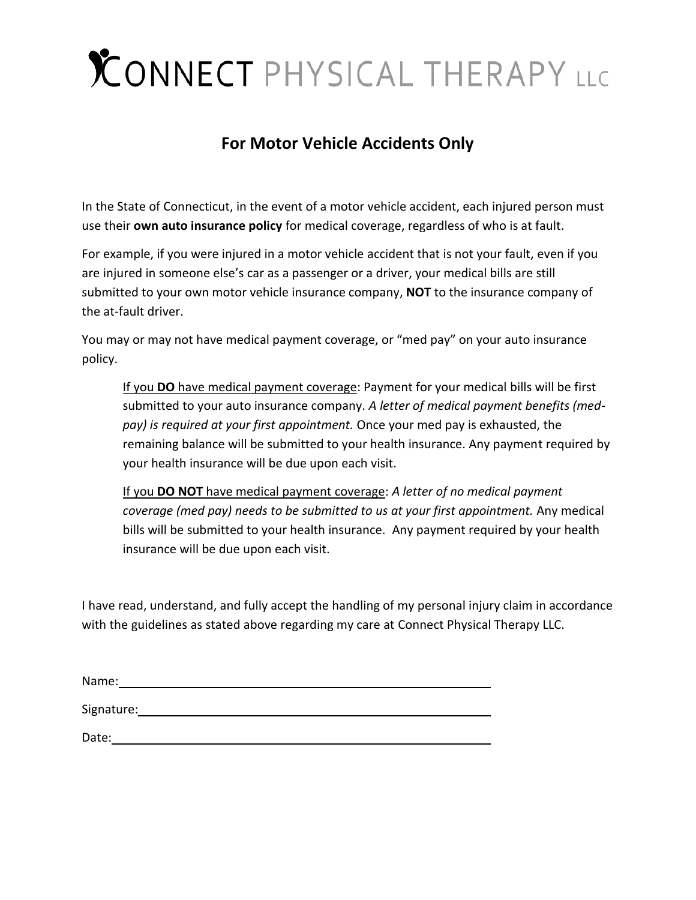# CONNECT PHYSICAL THERAPY LLC

## For Motor Vehicle Accidents Only

In the State of Connecticut, in the event of a motor vehicle accident, each injured person must use their **own auto insurance policy** for medical coverage, regardless of who is at fault.

For example, if you were injured in a motor vehicle accident that is not your fault, even if you are injured in someone else's car as a passenger or a driver, your medical bills are still submitted to your own motor vehicle insurance company, **NOT** to the insurance company of the at-fault driver.

You may or may not have medical payment coverage, or "med pay" on your auto insurance policy.

> <u>If you **DO** have medical payment coverage</u>: Payment for your medical bills will be first submitted to your auto insurance company. *A letter of medical payment benefits (med-pay) is required at your first appointment.* Once your med pay is exhausted, the remaining balance will be submitted to your health insurance. Any payment required by your health insurance will be due upon each visit.
>
> <u>If you **DO NOT** have medical payment coverage</u>: *A letter of no medical payment coverage (med pay) needs to be submitted to us at your first appointment.* Any medical bills will be submitted to your health insurance. Any payment required by your health insurance will be due upon each visit.

I have read, understand, and fully accept the handling of my personal injury claim in accordance with the guidelines as stated above regarding my care at Connect Physical Therapy LLC.

Name: ______________________________

Signature: ______________________________

Date: ______________________________